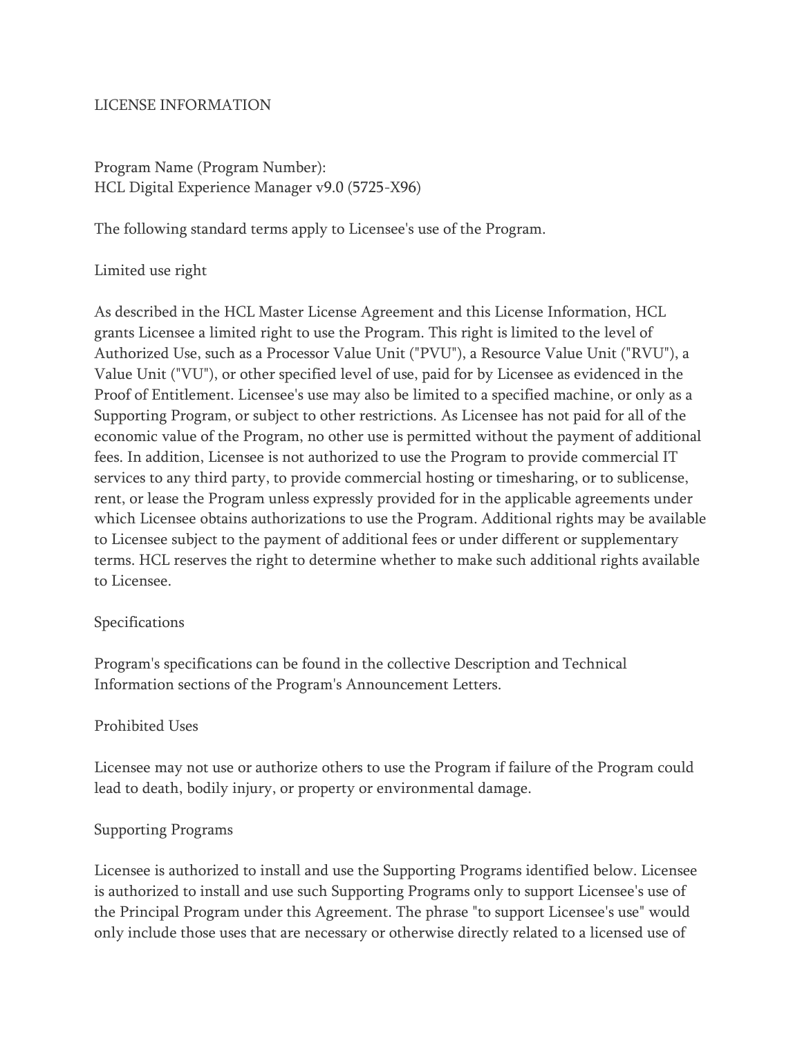# LICENSE INFORMATION

Program Name (Program Number):
HCL Digital Experience Manager v9.0 (5725-X96)

The following standard terms apply to Licensee's use of the Program.

## Limited use right

As described in the HCL Master License Agreement and this License Information, HCL grants Licensee a limited right to use the Program. This right is limited to the level of Authorized Use, such as a Processor Value Unit ("PVU"), a Resource Value Unit ("RVU"), a Value Unit ("VU"), or other specified level of use, paid for by Licensee as evidenced in the Proof of Entitlement. Licensee's use may also be limited to a specified machine, or only as a Supporting Program, or subject to other restrictions. As Licensee has not paid for all of the economic value of the Program, no other use is permitted without the payment of additional fees. In addition, Licensee is not authorized to use the Program to provide commercial IT services to any third party, to provide commercial hosting or timesharing, or to sublicense, rent, or lease the Program unless expressly provided for in the applicable agreements under which Licensee obtains authorizations to use the Program. Additional rights may be available to Licensee subject to the payment of additional fees or under different or supplementary terms. HCL reserves the right to determine whether to make such additional rights available to Licensee.

## Specifications

Program's specifications can be found in the collective Description and Technical Information sections of the Program's Announcement Letters.

## Prohibited Uses

Licensee may not use or authorize others to use the Program if failure of the Program could lead to death, bodily injury, or property or environmental damage.

## Supporting Programs

Licensee is authorized to install and use the Supporting Programs identified below. Licensee is authorized to install and use such Supporting Programs only to support Licensee's use of the Principal Program under this Agreement. The phrase "to support Licensee's use" would only include those uses that are necessary or otherwise directly related to a licensed use of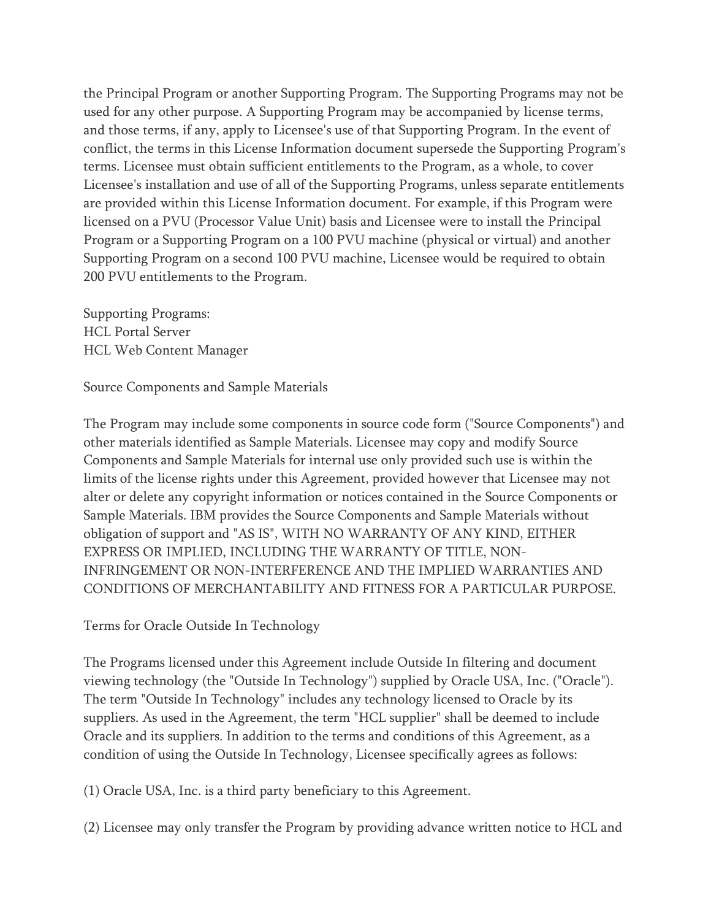the Principal Program or another Supporting Program. The Supporting Programs may not be used for any other purpose. A Supporting Program may be accompanied by license terms, and those terms, if any, apply to Licensee's use of that Supporting Program. In the event of conflict, the terms in this License Information document supersede the Supporting Program's terms. Licensee must obtain sufficient entitlements to the Program, as a whole, to cover Licensee's installation and use of all of the Supporting Programs, unless separate entitlements are provided within this License Information document. For example, if this Program were licensed on a PVU (Processor Value Unit) basis and Licensee were to install the Principal Program or a Supporting Program on a 100 PVU machine (physical or virtual) and another Supporting Program on a second 100 PVU machine, Licensee would be required to obtain 200 PVU entitlements to the Program.

Supporting Programs:
HCL Portal Server
HCL Web Content Manager

Source Components and Sample Materials

The Program may include some components in source code form ("Source Components") and other materials identified as Sample Materials. Licensee may copy and modify Source Components and Sample Materials for internal use only provided such use is within the limits of the license rights under this Agreement, provided however that Licensee may not alter or delete any copyright information or notices contained in the Source Components or Sample Materials. IBM provides the Source Components and Sample Materials without obligation of support and "AS IS", WITH NO WARRANTY OF ANY KIND, EITHER EXPRESS OR IMPLIED, INCLUDING THE WARRANTY OF TITLE, NON-INFRINGEMENT OR NON-INTERFERENCE AND THE IMPLIED WARRANTIES AND CONDITIONS OF MERCHANTABILITY AND FITNESS FOR A PARTICULAR PURPOSE.

Terms for Oracle Outside In Technology

The Programs licensed under this Agreement include Outside In filtering and document viewing technology (the "Outside In Technology") supplied by Oracle USA, Inc. ("Oracle"). The term "Outside In Technology" includes any technology licensed to Oracle by its suppliers. As used in the Agreement, the term "HCL supplier" shall be deemed to include Oracle and its suppliers. In addition to the terms and conditions of this Agreement, as a condition of using the Outside In Technology, Licensee specifically agrees as follows:

(1) Oracle USA, Inc. is a third party beneficiary to this Agreement.

(2) Licensee may only transfer the Program by providing advance written notice to HCL and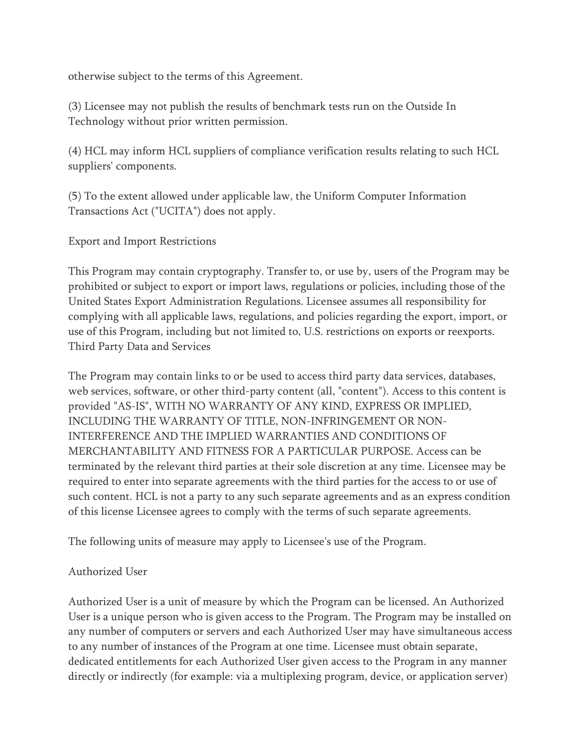otherwise subject to the terms of this Agreement.

(3) Licensee may not publish the results of benchmark tests run on the Outside In Technology without prior written permission.

(4) HCL may inform HCL suppliers of compliance verification results relating to such HCL suppliers' components.

(5) To the extent allowed under applicable law, the Uniform Computer Information Transactions Act ("UCITA") does not apply.

Export and Import Restrictions

This Program may contain cryptography. Transfer to, or use by, users of the Program may be prohibited or subject to export or import laws, regulations or policies, including those of the United States Export Administration Regulations. Licensee assumes all responsibility for complying with all applicable laws, regulations, and policies regarding the export, import, or use of this Program, including but not limited to, U.S. restrictions on exports or reexports.

Third Party Data and Services

The Program may contain links to or be used to access third party data services, databases, web services, software, or other third-party content (all, "content"). Access to this content is provided "AS-IS", WITH NO WARRANTY OF ANY KIND, EXPRESS OR IMPLIED, INCLUDING THE WARRANTY OF TITLE, NON-INFRINGEMENT OR NON-INTERFERENCE AND THE IMPLIED WARRANTIES AND CONDITIONS OF MERCHANTABILITY AND FITNESS FOR A PARTICULAR PURPOSE. Access can be terminated by the relevant third parties at their sole discretion at any time. Licensee may be required to enter into separate agreements with the third parties for the access to or use of such content. HCL is not a party to any such separate agreements and as an express condition of this license Licensee agrees to comply with the terms of such separate agreements.

The following units of measure may apply to Licensee's use of the Program.

Authorized User

Authorized User is a unit of measure by which the Program can be licensed. An Authorized User is a unique person who is given access to the Program. The Program may be installed on any number of computers or servers and each Authorized User may have simultaneous access to any number of instances of the Program at one time. Licensee must obtain separate, dedicated entitlements for each Authorized User given access to the Program in any manner directly or indirectly (for example: via a multiplexing program, device, or application server)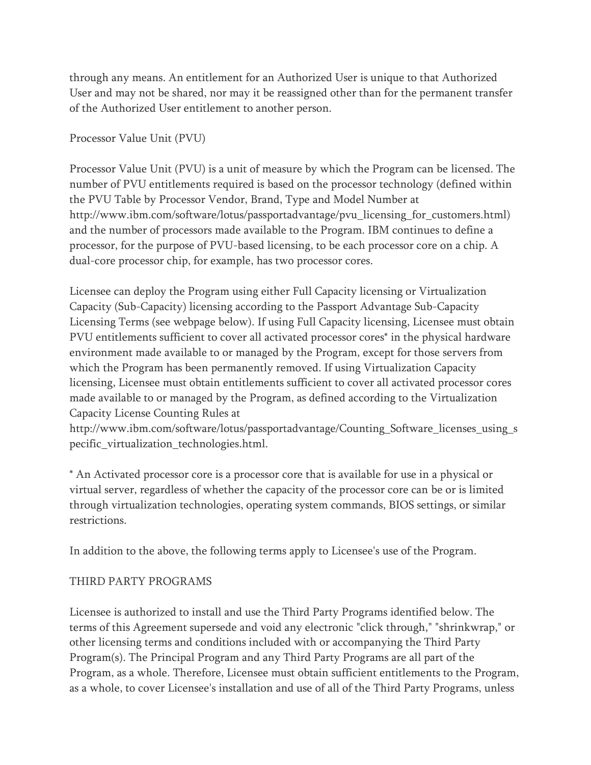through any means. An entitlement for an Authorized User is unique to that Authorized User and may not be shared, nor may it be reassigned other than for the permanent transfer of the Authorized User entitlement to another person.

Processor Value Unit (PVU)

Processor Value Unit (PVU) is a unit of measure by which the Program can be licensed. The number of PVU entitlements required is based on the processor technology (defined within the PVU Table by Processor Vendor, Brand, Type and Model Number at http://www.ibm.com/software/lotus/passportadvantage/pvu_licensing_for_customers.html) and the number of processors made available to the Program. IBM continues to define a processor, for the purpose of PVU-based licensing, to be each processor core on a chip. A dual-core processor chip, for example, has two processor cores.

Licensee can deploy the Program using either Full Capacity licensing or Virtualization Capacity (Sub-Capacity) licensing according to the Passport Advantage Sub-Capacity Licensing Terms (see webpage below). If using Full Capacity licensing, Licensee must obtain PVU entitlements sufficient to cover all activated processor cores* in the physical hardware environment made available to or managed by the Program, except for those servers from which the Program has been permanently removed. If using Virtualization Capacity licensing, Licensee must obtain entitlements sufficient to cover all activated processor cores made available to or managed by the Program, as defined according to the Virtualization Capacity License Counting Rules at http://www.ibm.com/software/lotus/passportadvantage/Counting_Software_licenses_using_specific_virtualization_technologies.html.

* An Activated processor core is a processor core that is available for use in a physical or virtual server, regardless of whether the capacity of the processor core can be or is limited through virtualization technologies, operating system commands, BIOS settings, or similar restrictions.

In addition to the above, the following terms apply to Licensee's use of the Program.

THIRD PARTY PROGRAMS

Licensee is authorized to install and use the Third Party Programs identified below. The terms of this Agreement supersede and void any electronic "click through," "shrinkwrap," or other licensing terms and conditions included with or accompanying the Third Party Program(s). The Principal Program and any Third Party Programs are all part of the Program, as a whole. Therefore, Licensee must obtain sufficient entitlements to the Program, as a whole, to cover Licensee's installation and use of all of the Third Party Programs, unless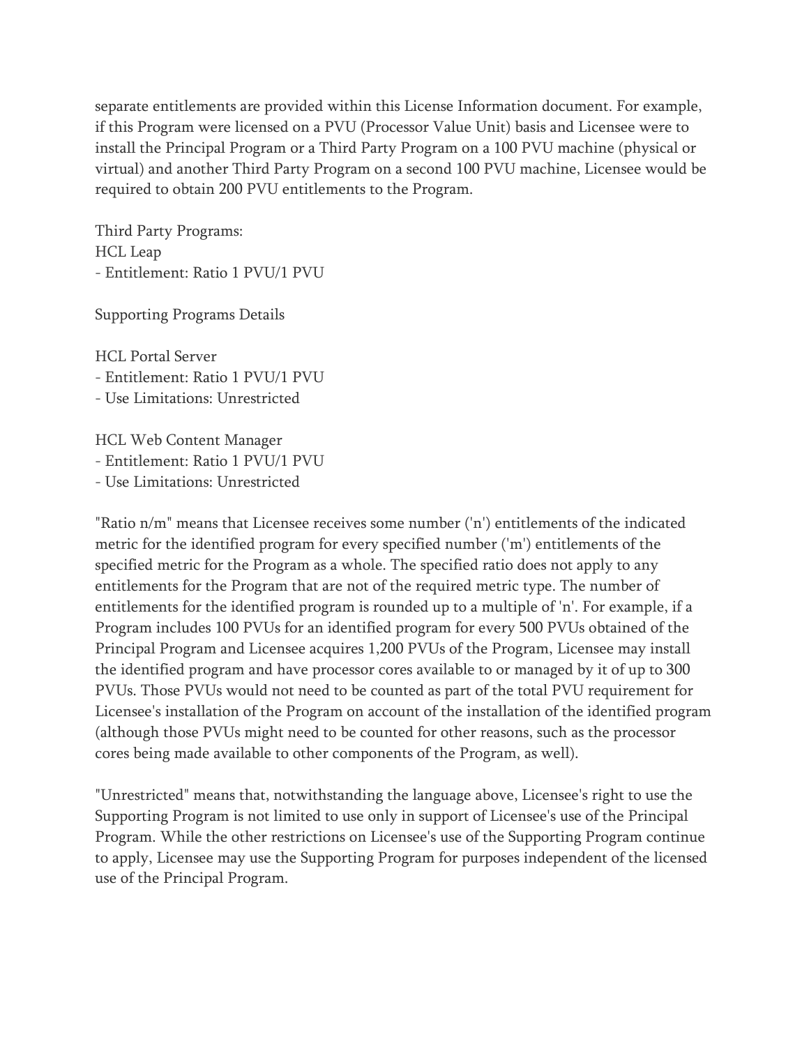separate entitlements are provided within this License Information document. For example, if this Program were licensed on a PVU (Processor Value Unit) basis and Licensee were to install the Principal Program or a Third Party Program on a 100 PVU machine (physical or virtual) and another Third Party Program on a second 100 PVU machine, Licensee would be required to obtain 200 PVU entitlements to the Program.

Third Party Programs:
HCL Leap
- Entitlement: Ratio 1 PVU/1 PVU

Supporting Programs Details

HCL Portal Server
- Entitlement: Ratio 1 PVU/1 PVU
- Use Limitations: Unrestricted

HCL Web Content Manager
- Entitlement: Ratio 1 PVU/1 PVU
- Use Limitations: Unrestricted

"Ratio n/m" means that Licensee receives some number ('n') entitlements of the indicated metric for the identified program for every specified number ('m') entitlements of the specified metric for the Program as a whole. The specified ratio does not apply to any entitlements for the Program that are not of the required metric type. The number of entitlements for the identified program is rounded up to a multiple of 'n'. For example, if a Program includes 100 PVUs for an identified program for every 500 PVUs obtained of the Principal Program and Licensee acquires 1,200 PVUs of the Program, Licensee may install the identified program and have processor cores available to or managed by it of up to 300 PVUs. Those PVUs would not need to be counted as part of the total PVU requirement for Licensee's installation of the Program on account of the installation of the identified program (although those PVUs might need to be counted for other reasons, such as the processor cores being made available to other components of the Program, as well).

"Unrestricted" means that, notwithstanding the language above, Licensee's right to use the Supporting Program is not limited to use only in support of Licensee's use of the Principal Program. While the other restrictions on Licensee's use of the Supporting Program continue to apply, Licensee may use the Supporting Program for purposes independent of the licensed use of the Principal Program.